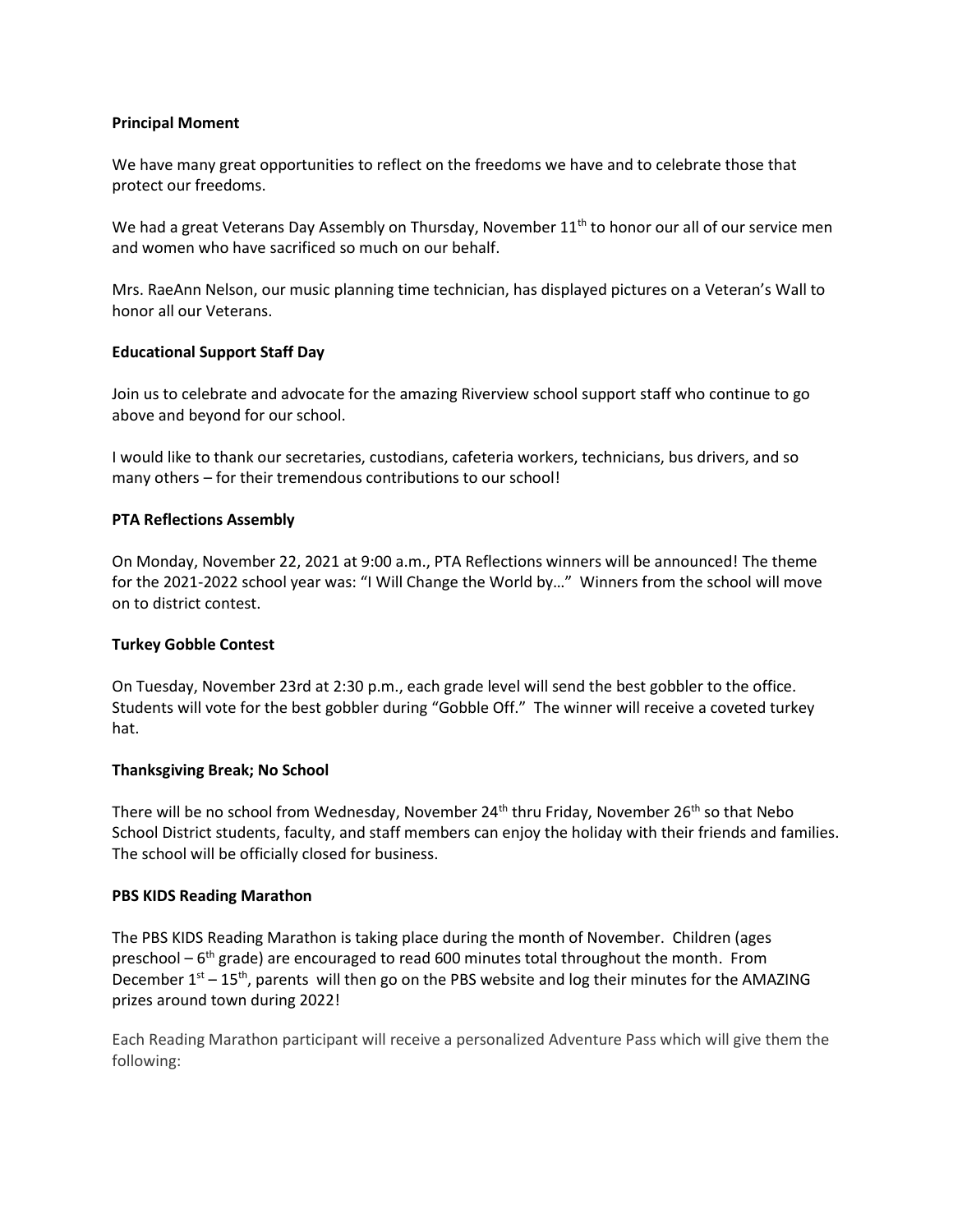**Principal Moment**

We have many great opportunities to reflect on the freedoms we have and to celebrate those that protect our freedoms.

We had a great Veterans Day Assembly on Thursday, November 11th to honor our all of our service men and women who have sacrificed so much on our behalf.

Mrs. RaeAnn Nelson, our music planning time technician, has displayed pictures on a Veteran's Wall to honor all our Veterans.

**Educational Support Staff Day**

Join us to celebrate and advocate for the amazing Riverview school support staff who continue to go above and beyond for our school.

I would like to thank our secretaries, custodians, cafeteria workers, technicians, bus drivers, and so many others – for their tremendous contributions to our school!

**PTA Reflections Assembly**

On Monday, November 22, 2021 at 9:00 a.m., PTA Reflections winners will be announced! The theme for the 2021-2022 school year was: "I Will Change the World by…" Winners from the school will move on to district contest.

**Turkey Gobble Contest**

On Tuesday, November 23rd at 2:30 p.m., each grade level will send the best gobbler to the office. Students will vote for the best gobbler during "Gobble Off." The winner will receive a coveted turkey hat.

**Thanksgiving Break; No School**

There will be no school from Wednesday, November 24th thru Friday, November 26th so that Nebo School District students, faculty, and staff members can enjoy the holiday with their friends and families. The school will be officially closed for business.

**PBS KIDS Reading Marathon**

The PBS KIDS Reading Marathon is taking place during the month of November. Children (ages preschool – 6th grade) are encouraged to read 600 minutes total throughout the month. From December 1st – 15th, parents will then go on the PBS website and log their minutes for the AMAZING prizes around town during 2022!

Each Reading Marathon participant will receive a personalized Adventure Pass which will give them the following: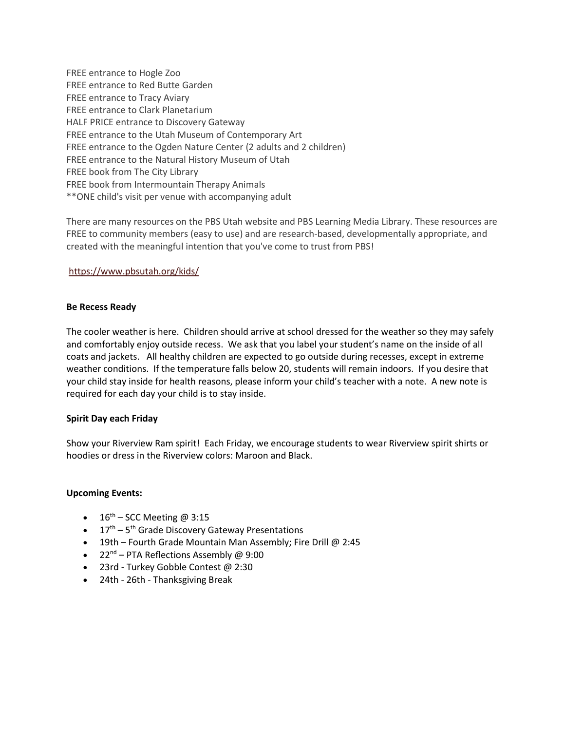FREE entrance to Hogle Zoo
FREE entrance to Red Butte Garden
FREE entrance to Tracy Aviary
FREE entrance to Clark Planetarium
HALF PRICE entrance to Discovery Gateway
FREE entrance to the Utah Museum of Contemporary Art
FREE entrance to the Ogden Nature Center (2 adults and 2 children)
FREE entrance to the Natural History Museum of Utah
FREE book from The City Library
FREE book from Intermountain Therapy Animals
**ONE child's visit per venue with accompanying adult

There are many resources on the PBS Utah website and PBS Learning Media Library. These resources are FREE to community members (easy to use) and are research-based, developmentally appropriate, and created with the meaningful intention that you've come to trust from PBS!

https://www.pbsutah.org/kids/

**Be Recess Ready**

The cooler weather is here. Children should arrive at school dressed for the weather so they may safely and comfortably enjoy outside recess. We ask that you label your student's name on the inside of all coats and jackets. All healthy children are expected to go outside during recesses, except in extreme weather conditions. If the temperature falls below 20, students will remain indoors. If you desire that your child stay inside for health reasons, please inform your child's teacher with a note. A new note is required for each day your child is to stay inside.

**Spirit Day each Friday**

Show your Riverview Ram spirit! Each Friday, we encourage students to wear Riverview spirit shirts or hoodies or dress in the Riverview colors: Maroon and Black.

**Upcoming Events:**

- 16th – SCC Meeting @ 3:15
- 17th – 5th Grade Discovery Gateway Presentations
- 19th – Fourth Grade Mountain Man Assembly; Fire Drill @ 2:45
- 22nd – PTA Reflections Assembly @ 9:00
- 23rd - Turkey Gobble Contest @ 2:30
- 24th - 26th - Thanksgiving Break